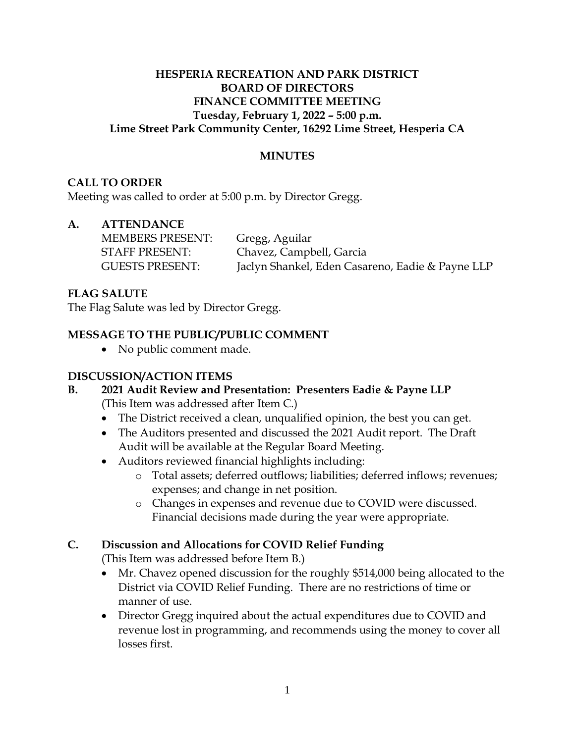**HESPERIA RECREATION AND PARK DISTRICT**
**BOARD OF DIRECTORS**
**FINANCE COMMITTEE MEETING**
**Tuesday, February 1, 2022 – 5:00 p.m.**
**Lime Street Park Community Center, 16292 Lime Street, Hesperia CA**

**MINUTES**

## CALL TO ORDER

Meeting was called to order at 5:00 p.m. by Director Gregg.

## A. ATTENDANCE

| | |
|---|---|
| MEMBERS PRESENT: | Gregg, Aguilar |
| STAFF PRESENT: | Chavez, Campbell, Garcia |
| GUESTS PRESENT: | Jaclyn Shankel, Eden Casareno, Eadie & Payne LLP |

## FLAG SALUTE

The Flag Salute was led by Director Gregg.

## MESSAGE TO THE PUBLIC/PUBLIC COMMENT

- No public comment made.

## DISCUSSION/ACTION ITEMS

### B. 2021 Audit Review and Presentation: Presenters Eadie & Payne LLP

(This Item was addressed after Item C.)

- The District received a clean, unqualified opinion, the best you can get.
- The Auditors presented and discussed the 2021 Audit report. The Draft Audit will be available at the Regular Board Meeting.
- Auditors reviewed financial highlights including:
  - Total assets; deferred outflows; liabilities; deferred inflows; revenues; expenses; and change in net position.
  - Changes in expenses and revenue due to COVID were discussed. Financial decisions made during the year were appropriate.

### C. Discussion and Allocations for COVID Relief Funding

(This Item was addressed before Item B.)

- Mr. Chavez opened discussion for the roughly $514,000 being allocated to the District via COVID Relief Funding. There are no restrictions of time or manner of use.
- Director Gregg inquired about the actual expenditures due to COVID and revenue lost in programming, and recommends using the money to cover all losses first.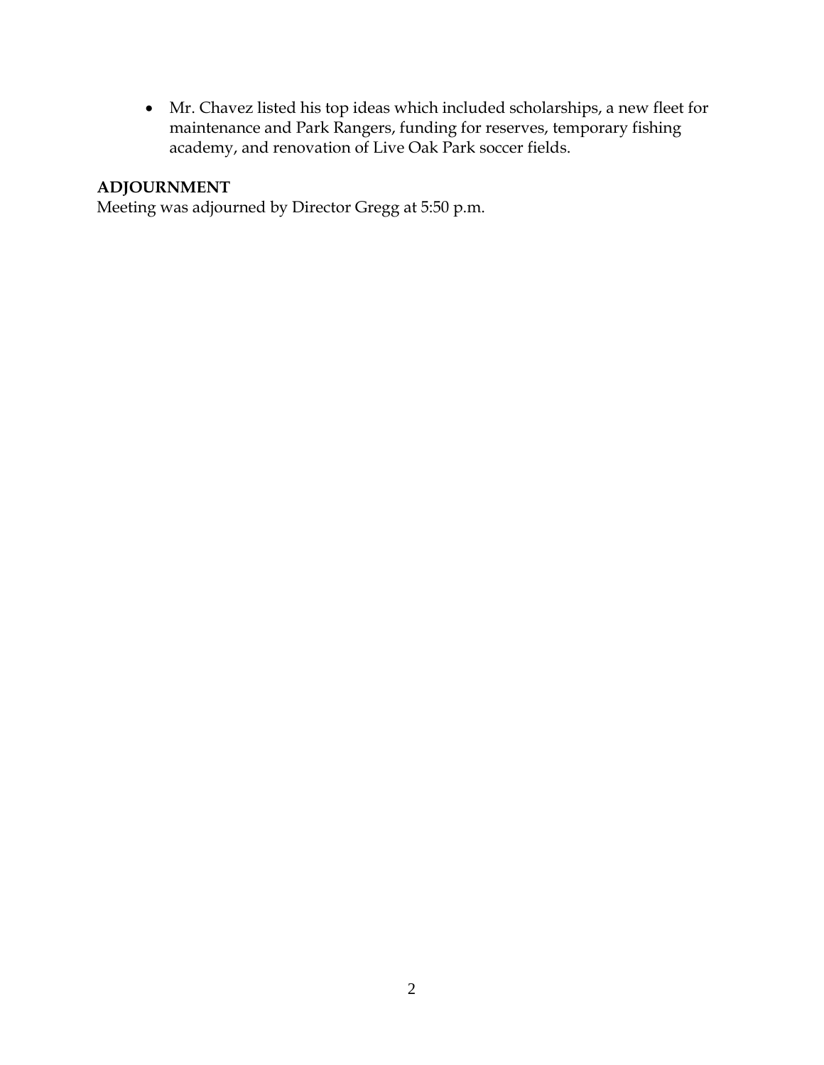- Mr. Chavez listed his top ideas which included scholarships, a new fleet for maintenance and Park Rangers, funding for reserves, temporary fishing academy, and renovation of Live Oak Park soccer fields.

**ADJOURNMENT**

Meeting was adjourned by Director Gregg at 5:50 p.m.